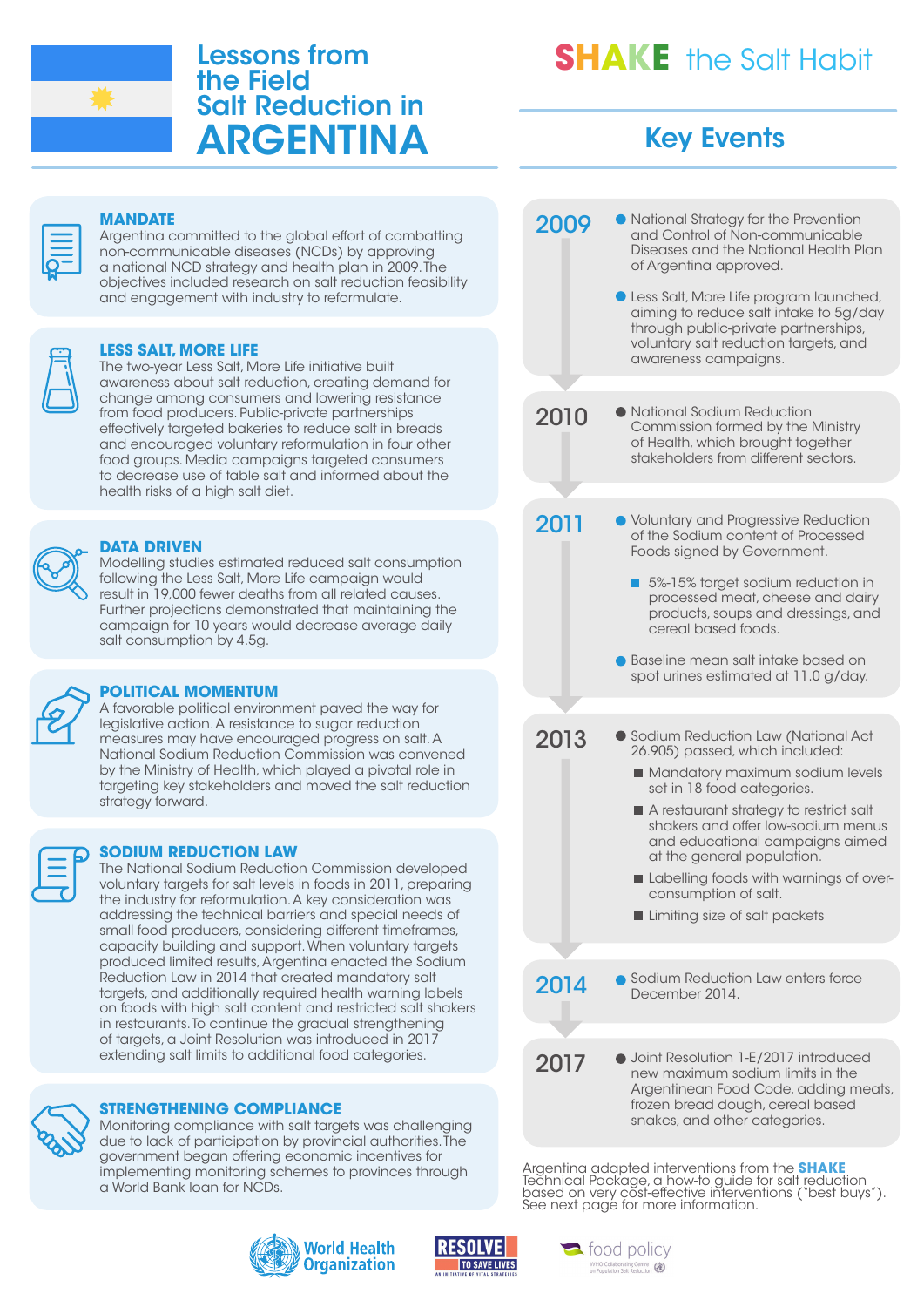# Lessons from the Field Salt Reduction in ARGENTINA

## SHAKE the Salt Habit

## Key Events

### MANDATE

Argentina committed to the global effort of combatting non-communicable diseases (NCDs) by approving a national NCD strategy and health plan in 2009. The objectives included research on salt reduction feasibility and engagement with industry to reformulate.

### LESS SALT, MORE LIFE

The two-year Less Salt, More Life initiative built awareness about salt reduction, creating demand for change among consumers and lowering resistance from food producers. Public-private partnerships effectively targeted bakeries to reduce salt in breads and encouraged voluntary reformulation in four other food groups. Media campaigns targeted consumers to decrease use of table salt and informed about the health risks of a high salt diet.

### DATA DRIVEN

Modelling studies estimated reduced salt consumption following the Less Salt, More Life campaign would result in 19,000 fewer deaths from all related causes. Further projections demonstrated that maintaining the campaign for 10 years would decrease average daily salt consumption by 4.5g.

### POLITICAL MOMENTUM

A favorable political environment paved the way for legislative action. A resistance to sugar reduction measures may have encouraged progress on salt. A National Sodium Reduction Commission was convened by the Ministry of Health, which played a pivotal role in targeting key stakeholders and moved the salt reduction strategy forward.

### SODIUM REDUCTION LAW

The National Sodium Reduction Commission developed voluntary targets for salt levels in foods in 2011, preparing the industry for reformulation. A key consideration was addressing the technical barriers and special needs of small food producers, considering different timeframes, capacity building and support. When voluntary targets produced limited results, Argentina enacted the Sodium Reduction Law in 2014 that created mandatory salt targets, and additionally required health warning labels on foods with high salt content and restricted salt shakers in restaurants. To continue the gradual strengthening of targets, a Joint Resolution was introduced in 2017 extending salt limits to additional food categories.

### STRENGTHENING COMPLIANCE

Monitoring compliance with salt targets was challenging due to lack of participation by provincial authorities. The government began offering economic incentives for implementing monitoring schemes to provinces through a World Bank loan for NCDs.

---

**2009**

- National Strategy for the Prevention and Control of Non-communicable Diseases and the National Health Plan of Argentina approved.
- Less Salt, More Life program launched, aiming to reduce salt intake to 5g/day through public-private partnerships, voluntary salt reduction targets, and awareness campaigns.

**2010**

- National Sodium Reduction Commission formed by the Ministry of Health, which brought together stakeholders from different sectors.

**2011**

- Voluntary and Progressive Reduction of the Sodium content of Processed Foods signed by Government.
  - 5%-15% target sodium reduction in processed meat, cheese and dairy products, soups and dressings, and cereal based foods.
- Baseline mean salt intake based on spot urines estimated at 11.0 g/day.

**2013**

- Sodium Reduction Law (National Act 26.905) passed, which included:
  - Mandatory maximum sodium levels set in 18 food categories.
  - A restaurant strategy to restrict salt shakers and offer low-sodium menus and educational campaigns aimed at the general population.
  - Labelling foods with warnings of over-consumption of salt.
  - Limiting size of salt packets

**2014**

- Sodium Reduction Law enters force December 2014.

**2017**

- Joint Resolution 1-E/2017 introduced new maximum sodium limits in the Argentinean Food Code, adding meats, frozen bread dough, cereal based snakcs, and other categories.

Argentina adapted interventions from the **SHAKE** Technical Package, a how-to guide for salt reduction based on very cost-effective interventions ("best buys"). See next page for more information.

World Health Organization | RESOLVE TO SAVE LIVES – AN INITIATIVE OF VITAL STRATEGIES | food policy – WHO Collaborating Centre on Population Salt Reduction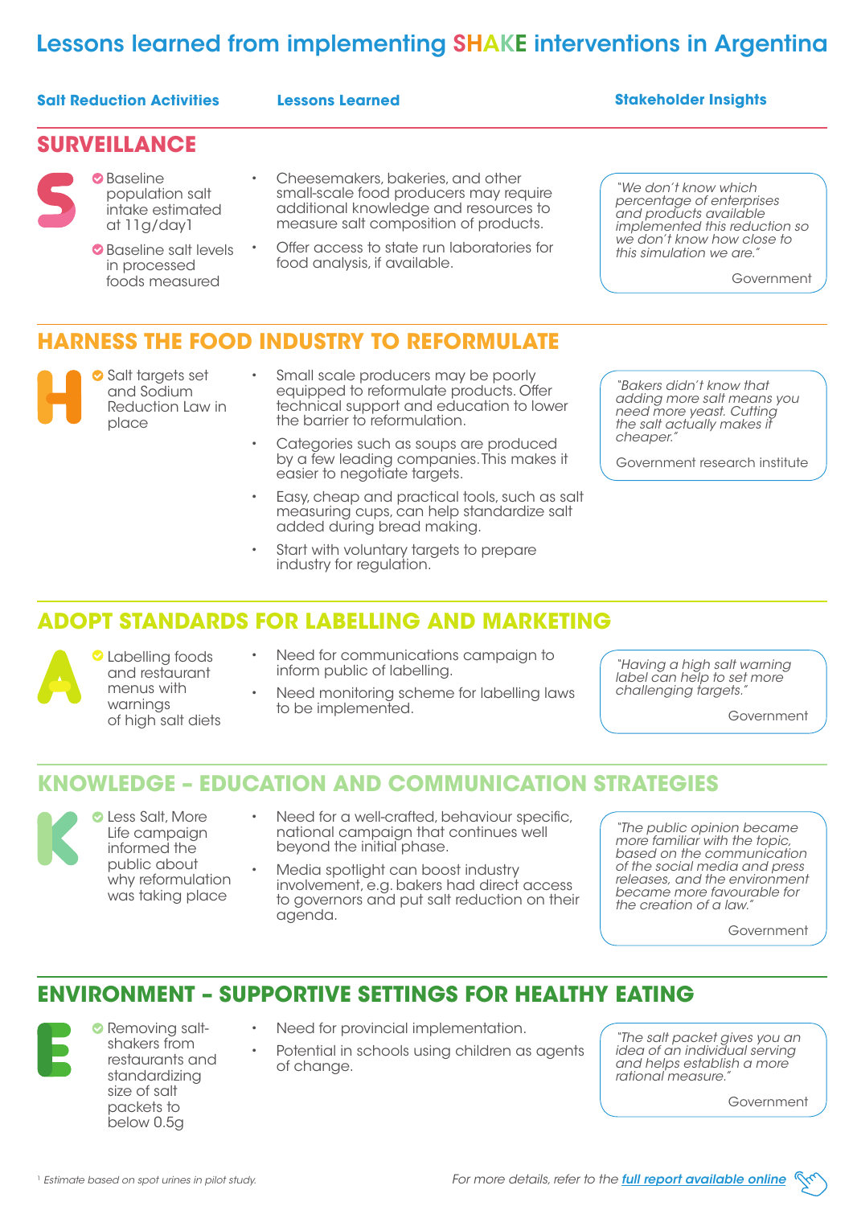# Lessons learned from implementing SHAKE interventions in Argentina

| Salt Reduction Activities | Lessons Learned | Stakeholder Insights |
|---|---|---|

## SURVEILLANCE

**Salt Reduction Activities**

- Baseline population salt intake estimated at 11g/day[1]
- Baseline salt levels in processed foods measured

**Lessons Learned**

- Cheesemakers, bakeries, and other small-scale food producers may require additional knowledge and resources to measure salt composition of products.
- Offer access to state run laboratories for food analysis, if available.

**Stakeholder Insights**

> *"We don't know which percentage of enterprises and products available implemented this reduction so we don't know how close to this simulation we are."*
>
> Government

## HARNESS THE FOOD INDUSTRY TO REFORMULATE

**Salt Reduction Activities**

- Salt targets set and Sodium Reduction Law in place

**Lessons Learned**

- Small scale producers may be poorly equipped to reformulate products. Offer technical support and education to lower the barrier to reformulation.
- Categories such as soups are produced by a few leading companies. This makes it easier to negotiate targets.
- Easy, cheap and practical tools, such as salt measuring cups, can help standardize salt added during bread making.
- Start with voluntary targets to prepare industry for regulation.

**Stakeholder Insights**

> *"Bakers didn't know that adding more salt means you need more yeast. Cutting the salt actually makes it cheaper."*
>
> Government research institute

## ADOPT STANDARDS FOR LABELLING AND MARKETING

**Salt Reduction Activities**

- Labelling foods and restaurant menus with warnings of high salt diets

**Lessons Learned**

- Need for communications campaign to inform public of labelling.
- Need monitoring scheme for labelling laws to be implemented.

**Stakeholder Insights**

> *"Having a high salt warning label can help to set more challenging targets."*
>
> Government

## KNOWLEDGE – EDUCATION AND COMMUNICATION STRATEGIES

**Salt Reduction Activities**

- Less Salt, More Life campaign informed the public about why reformulation was taking place

**Lessons Learned**

- Need for a well-crafted, behaviour specific, national campaign that continues well beyond the initial phase.
- Media spotlight can boost industry involvement, e.g. bakers had direct access to governors and put salt reduction on their agenda.

**Stakeholder Insights**

> *"The public opinion became more familiar with the topic, based on the communication of the social media and press releases, and the environment became more favourable for the creation of a law."*
>
> Government

## ENVIRONMENT – SUPPORTIVE SETTINGS FOR HEALTHY EATING

**Salt Reduction Activities**

- Removing salt-shakers from restaurants and standardizing size of salt packets to below 0.5g

**Lessons Learned**

- Need for provincial implementation.
- Potential in schools using children as agents of change.

**Stakeholder Insights**

> *"The salt packet gives you an idea of an individual serving and helps establish a more rational measure."*
>
> Government

[1] *Estimate based on spot urines in pilot study.*

*For more details, refer to the* ***full report available online***